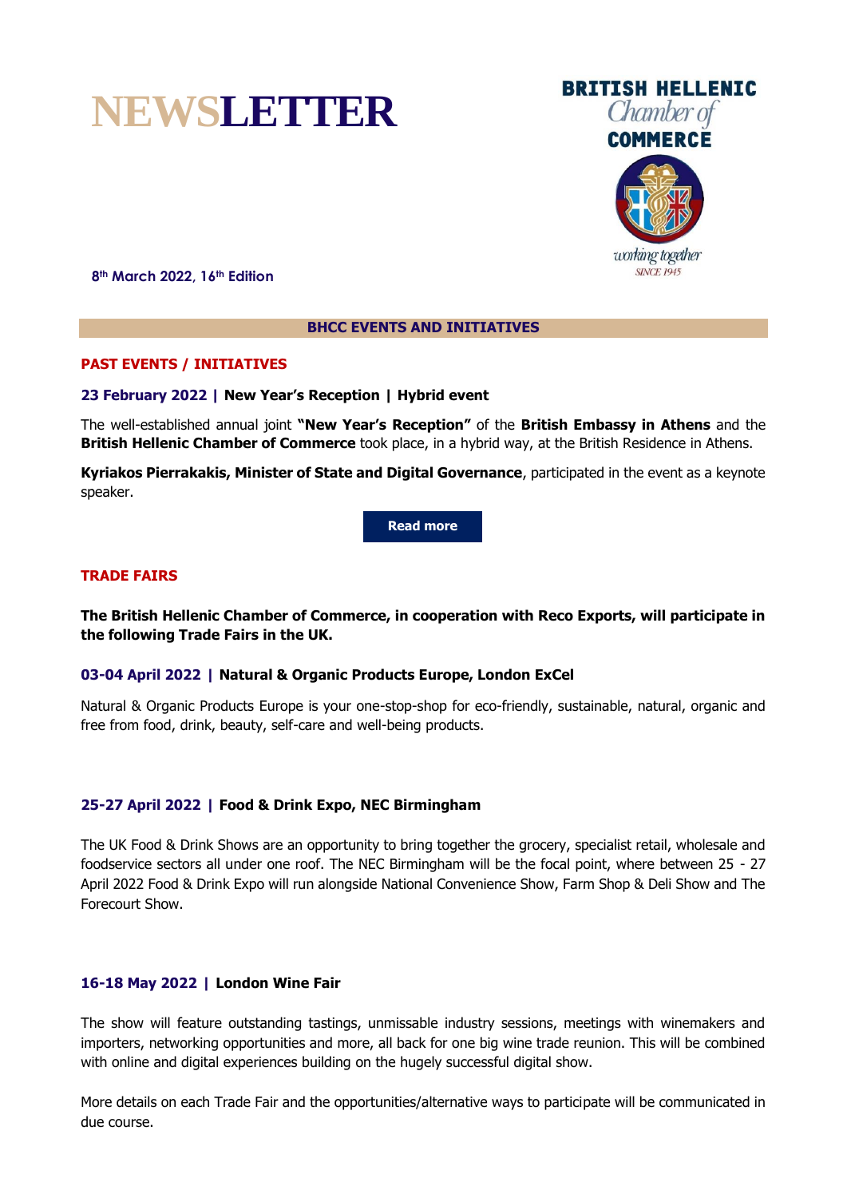# NEWSLETTER

**BRITISH HELLENIC Chamber of COMMERCE**

*working together SINCE 1945*

**8th March 2022, 16th Edition**

## BHCC EVENTS AND INITIATIVES

### PAST EVENTS / INITIATIVES

**23 February 2022 | New Year's Reception | Hybrid event**

The well-established annual joint **"New Year's Reception"** of the **British Embassy in Athens** and the **British Hellenic Chamber of Commerce** took place, in a hybrid way, at the British Residence in Athens.

**Kyriakos Pierrakakis, Minister of State and Digital Governance**, participated in the event as a keynote speaker.

**Read more**

### TRADE FAIRS

**The British Hellenic Chamber of Commerce, in cooperation with Reco Exports, will participate in the following Trade Fairs in the UK.**

**03-04 April 2022 | Natural & Organic Products Europe, London ExCel**

Natural & Organic Products Europe is your one-stop-shop for eco-friendly, sustainable, natural, organic and free from food, drink, beauty, self-care and well-being products.

**25-27 April 2022 | Food & Drink Expo, NEC Birmingham**

The UK Food & Drink Shows are an opportunity to bring together the grocery, specialist retail, wholesale and foodservice sectors all under one roof. The NEC Birmingham will be the focal point, where between 25 - 27 April 2022 Food & Drink Expo will run alongside National Convenience Show, Farm Shop & Deli Show and The Forecourt Show.

**16-18 May 2022 | London Wine Fair**

The show will feature outstanding tastings, unmissable industry sessions, meetings with winemakers and importers, networking opportunities and more, all back for one big wine trade reunion. This will be combined with online and digital experiences building on the hugely successful digital show.

More details on each Trade Fair and the opportunities/alternative ways to participate will be communicated in due course.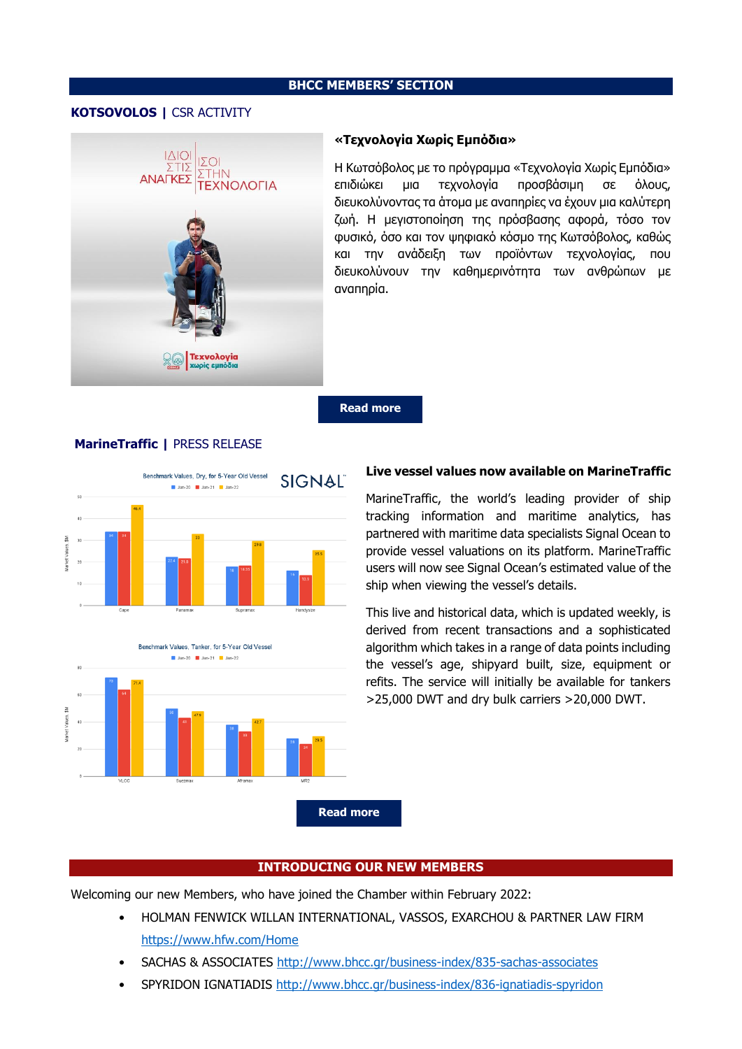## BHCC MEMBERS' SECTION

**KOTSOVOLOS |** CSR ACTIVITY

### «Τεχνολογία Χωρίς Εμπόδια»

Η Κωτσόβολος με το πρόγραμμα «Τεχνολογία Χωρίς Εμπόδια» επιδιώκει μια τεχνολογία προσβάσιμη σε όλους, διευκολύνοντας τα άτομα με αναπηρίες να έχουν μια καλύτερη ζωή. Η μεγιστοποίηση της πρόσβασης αφορά, τόσο τον φυσικό, όσο και τον ψηφιακό κόσμο της Κωτσόβολος, καθώς και την ανάδειξη των προϊόντων τεχνολογίας, που διευκολύνουν την καθημερινότητα των ανθρώπων με αναπηρία.

**Read more**

**MarineTraffic |** PRESS RELEASE

### Live vessel values now available on MarineTraffic

MarineTraffic, the world's leading provider of ship tracking information and maritime analytics, has partnered with maritime data specialists Signal Ocean to provide vessel valuations on its platform. MarineTraffic users will now see Signal Ocean's estimated value of the ship when viewing the vessel's details.

This live and historical data, which is updated weekly, is derived from recent transactions and a sophisticated algorithm which takes in a range of data points including the vessel's age, shipyard built, size, equipment or refits. The service will initially be available for tankers >25,000 DWT and dry bulk carriers >20,000 DWT.

**Read more**

## INTRODUCING OUR NEW MEMBERS

Welcoming our new Members, who have joined the Chamber within February 2022:

- HOLMAN FENWICK WILLAN INTERNATIONAL, VASSOS, EXARCHOU & PARTNER LAW FIRM https://www.hfw.com/Home
- SACHAS & ASSOCIATES http://www.bhcc.gr/business-index/835-sachas-associates
- SPYRIDON IGNATIADIS http://www.bhcc.gr/business-index/836-ignatiadis-spyridon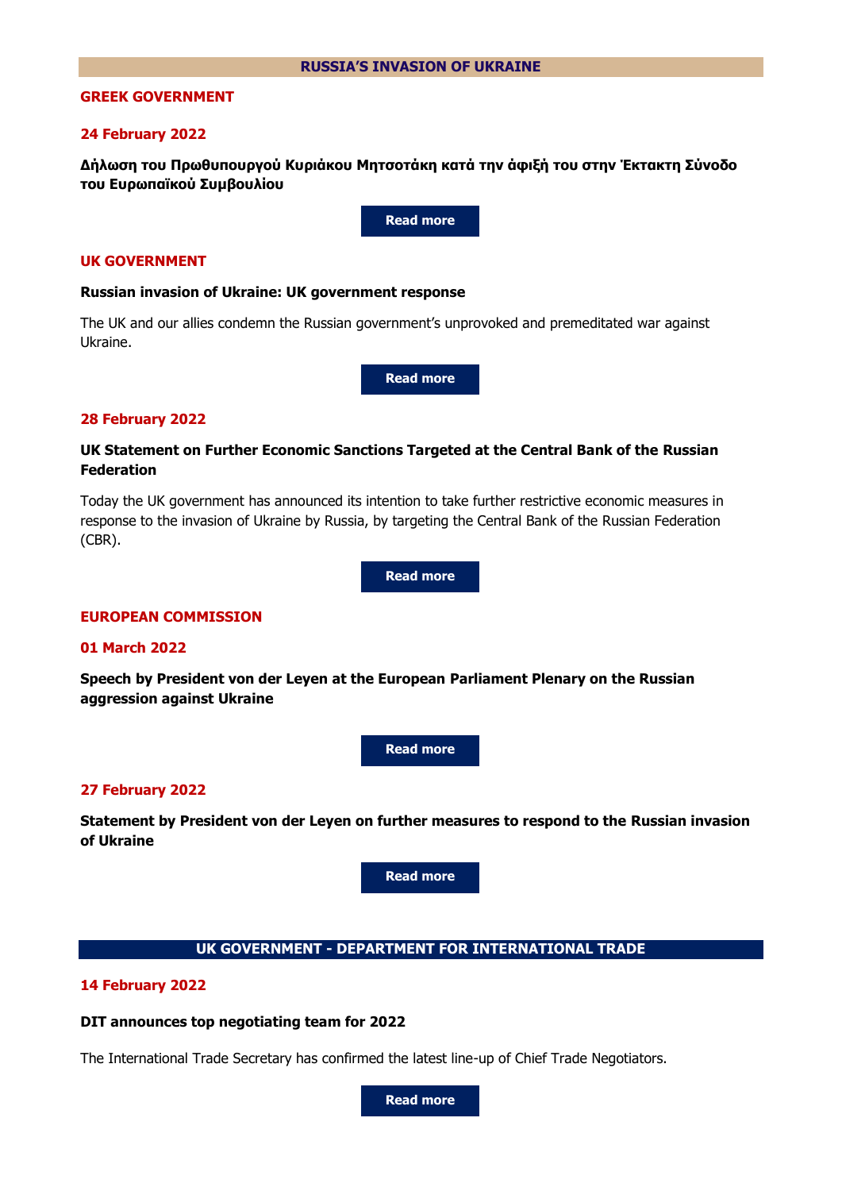## RUSSIA'S INVASION OF UKRAINE

### GREEK GOVERNMENT

**24 February 2022**

**Δήλωση του Πρωθυπουργού Κυριάκου Μητσοτάκη κατά την άφιξή του στην Έκτακτη Σύνοδο του Ευρωπαϊκού Συμβουλίου**

**Read more**

### UK GOVERNMENT

**Russian invasion of Ukraine: UK government response**

The UK and our allies condemn the Russian government's unprovoked and premeditated war against Ukraine.

**Read more**

**28 February 2022**

**UK Statement on Further Economic Sanctions Targeted at the Central Bank of the Russian Federation**

Today the UK government has announced its intention to take further restrictive economic measures in response to the invasion of Ukraine by Russia, by targeting the Central Bank of the Russian Federation (CBR).

**Read more**

### EUROPEAN COMMISSION

**01 March 2022**

**Speech by President von der Leyen at the European Parliament Plenary on the Russian aggression against Ukraine**

**Read more**

**27 February 2022**

**Statement by President von der Leyen on further measures to respond to the Russian invasion of Ukraine**

**Read more**

## UK GOVERNMENT - DEPARTMENT FOR INTERNATIONAL TRADE

**14 February 2022**

**DIT announces top negotiating team for 2022**

The International Trade Secretary has confirmed the latest line-up of Chief Trade Negotiators.

**Read more**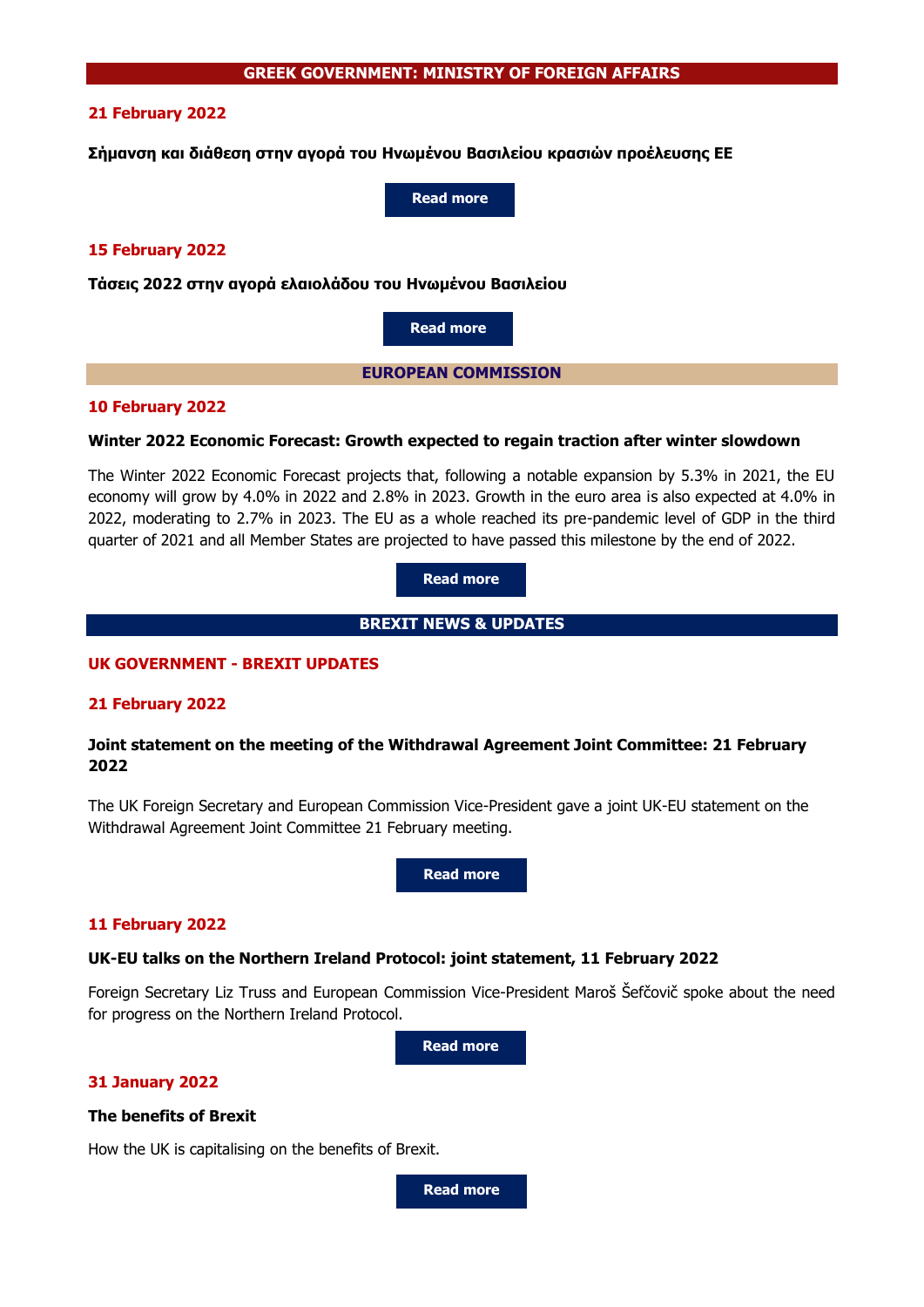## GREEK GOVERNMENT: MINISTRY OF FOREIGN AFFAIRS

**21 February 2022**

**Σήμανση και διάθεση στην αγορά του Ηνωμένου Βασιλείου κρασιών προέλευσης ΕΕ**

Read more

**15 February 2022**

**Τάσεις 2022 στην αγορά ελαιολάδου του Ηνωμένου Βασιλείου**

Read more

## EUROPEAN COMMISSION

**10 February 2022**

**Winter 2022 Economic Forecast: Growth expected to regain traction after winter slowdown**

The Winter 2022 Economic Forecast projects that, following a notable expansion by 5.3% in 2021, the EU economy will grow by 4.0% in 2022 and 2.8% in 2023. Growth in the euro area is also expected at 4.0% in 2022, moderating to 2.7% in 2023. The EU as a whole reached its pre-pandemic level of GDP in the third quarter of 2021 and all Member States are projected to have passed this milestone by the end of 2022.

Read more

## BREXIT NEWS & UPDATES

### UK GOVERNMENT - BREXIT UPDATES

**21 February 2022**

**Joint statement on the meeting of the Withdrawal Agreement Joint Committee: 21 February 2022**

The UK Foreign Secretary and European Commission Vice-President gave a joint UK-EU statement on the Withdrawal Agreement Joint Committee 21 February meeting.

Read more

**11 February 2022**

**UK-EU talks on the Northern Ireland Protocol: joint statement, 11 February 2022**

Foreign Secretary Liz Truss and European Commission Vice-President Maroš Šefčovič spoke about the need for progress on the Northern Ireland Protocol.

Read more

**31 January 2022**

**The benefits of Brexit**

How the UK is capitalising on the benefits of Brexit.

Read more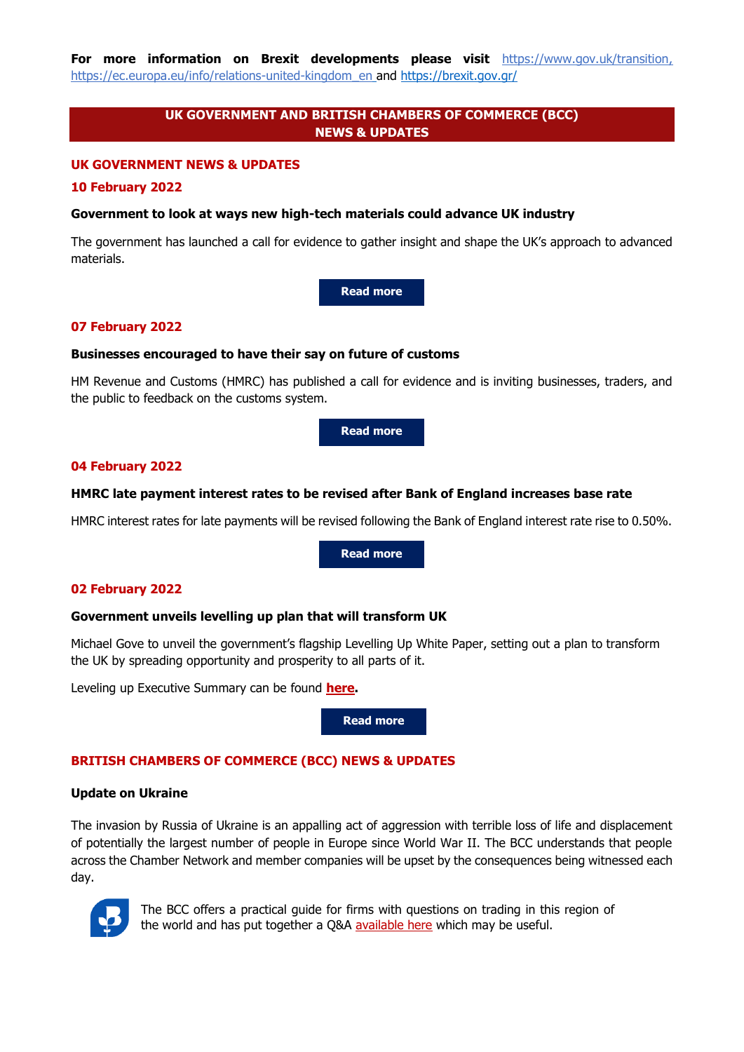**For more information on Brexit developments please visit** https://www.gov.uk/transition, https://ec.europa.eu/info/relations-united-kingdom_en and https://brexit.gov.gr/

## UK GOVERNMENT AND BRITISH CHAMBERS OF COMMERCE (BCC) NEWS & UPDATES

### UK GOVERNMENT NEWS & UPDATES

### 10 February 2022

**Government to look at ways new high-tech materials could advance UK industry**

The government has launched a call for evidence to gather insight and shape the UK's approach to advanced materials.

**Read more**

### 07 February 2022

**Businesses encouraged to have their say on future of customs**

HM Revenue and Customs (HMRC) has published a call for evidence and is inviting businesses, traders, and the public to feedback on the customs system.

**Read more**

### 04 February 2022

**HMRC late payment interest rates to be revised after Bank of England increases base rate**

HMRC interest rates for late payments will be revised following the Bank of England interest rate rise to 0.50%.

**Read more**

### 02 February 2022

**Government unveils levelling up plan that will transform UK**

Michael Gove to unveil the government's flagship Levelling Up White Paper, setting out a plan to transform the UK by spreading opportunity and prosperity to all parts of it.

Leveling up Executive Summary can be found **here**.

**Read more**

### BRITISH CHAMBERS OF COMMERCE (BCC) NEWS & UPDATES

**Update on Ukraine**

The invasion by Russia of Ukraine is an appalling act of aggression with terrible loss of life and displacement of potentially the largest number of people in Europe since World War II. The BCC understands that people across the Chamber Network and member companies will be upset by the consequences being witnessed each day.

The BCC offers a practical guide for firms with questions on trading in this region of the world and has put together a Q&A available here which may be useful.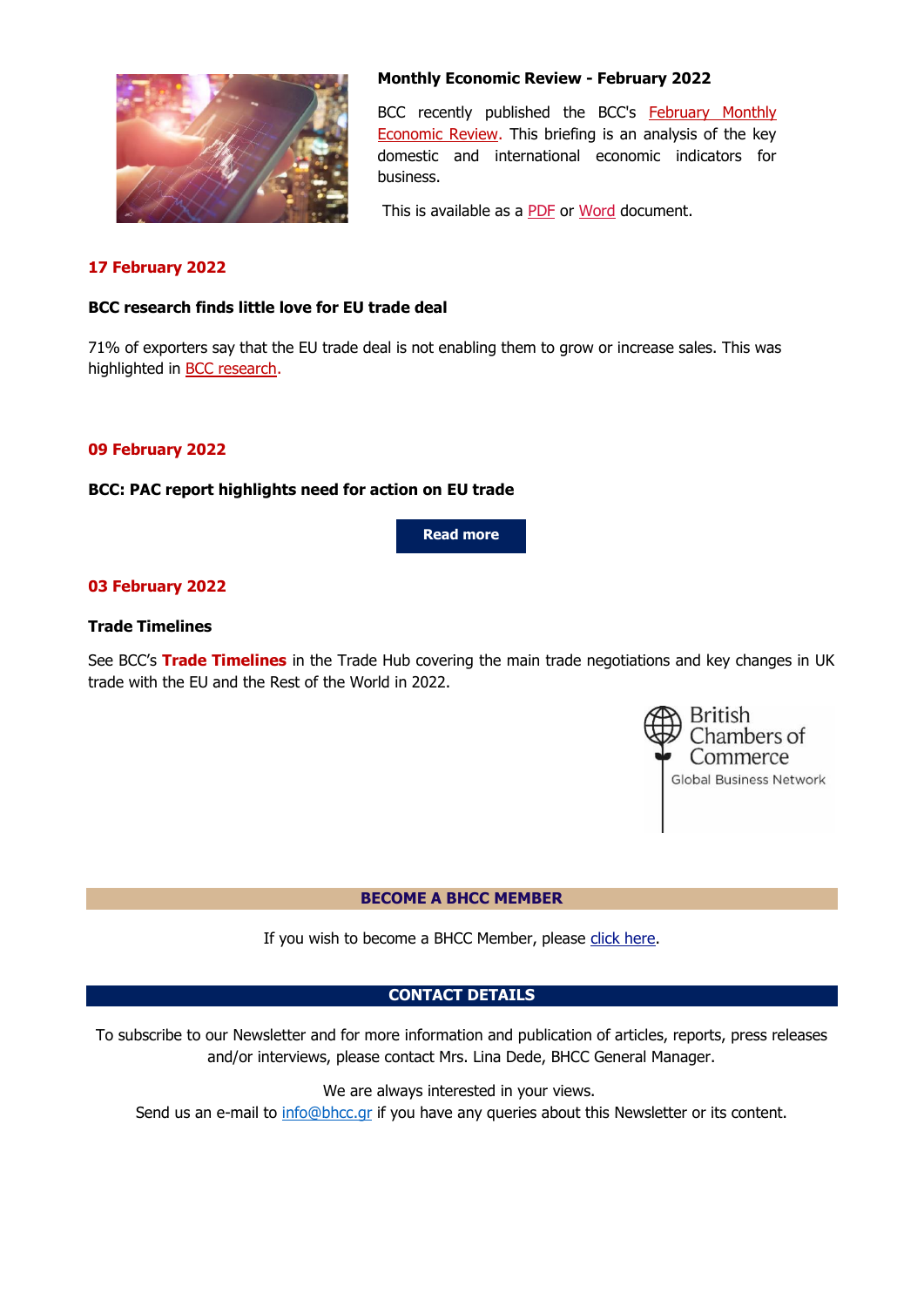### Monthly Economic Review - February 2022

BCC recently published the BCC's February Monthly Economic Review. This briefing is an analysis of the key domestic and international economic indicators for business.

This is available as a PDF or Word document.

**17 February 2022**

**BCC research finds little love for EU trade deal**

71% of exporters say that the EU trade deal is not enabling them to grow or increase sales. This was highlighted in BCC research.

**09 February 2022**

**BCC: PAC report highlights need for action on EU trade**

Read more

**03 February 2022**

**Trade Timelines**

See BCC's **Trade Timelines** in the Trade Hub covering the main trade negotiations and key changes in UK trade with the EU and the Rest of the World in 2022.

British Chambers of Commerce
Global Business Network

**BECOME A BHCC MEMBER**

If you wish to become a BHCC Member, please click here.

**CONTACT DETAILS**

To subscribe to our Newsletter and for more information and publication of articles, reports, press releases and/or interviews, please contact Mrs. Lina Dede, BHCC General Manager.

We are always interested in your views.
Send us an e-mail to info@bhcc.gr if you have any queries about this Newsletter or its content.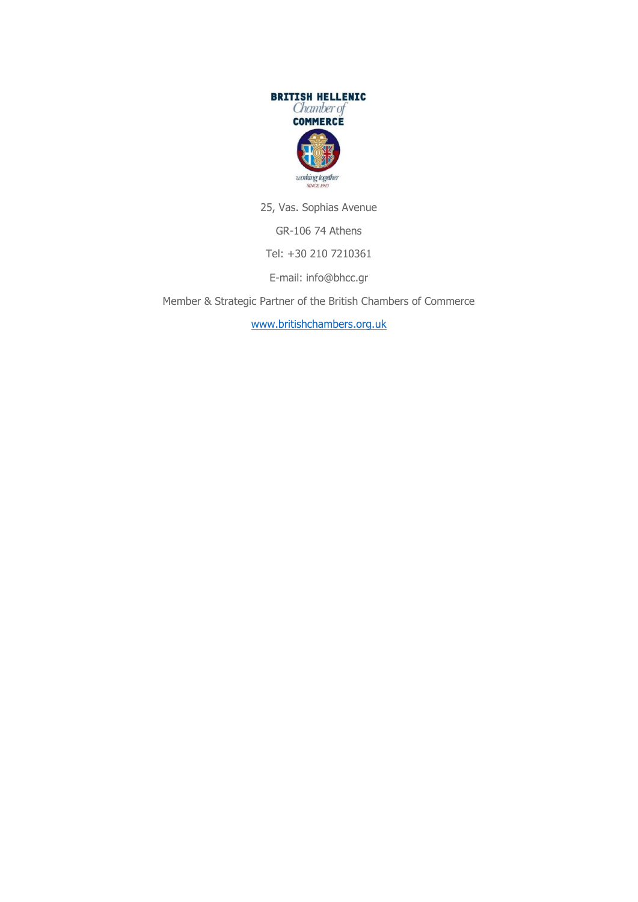BRITISH HELLENIC

*Chamber of*

COMMERCE

*working together*

SINCE 1945

25, Vas. Sophias Avenue

GR-106 74 Athens

Tel: +30 210 7210361

E-mail: info@bhcc.gr

Member & Strategic Partner of the British Chambers of Commerce

www.britishchambers.org.uk